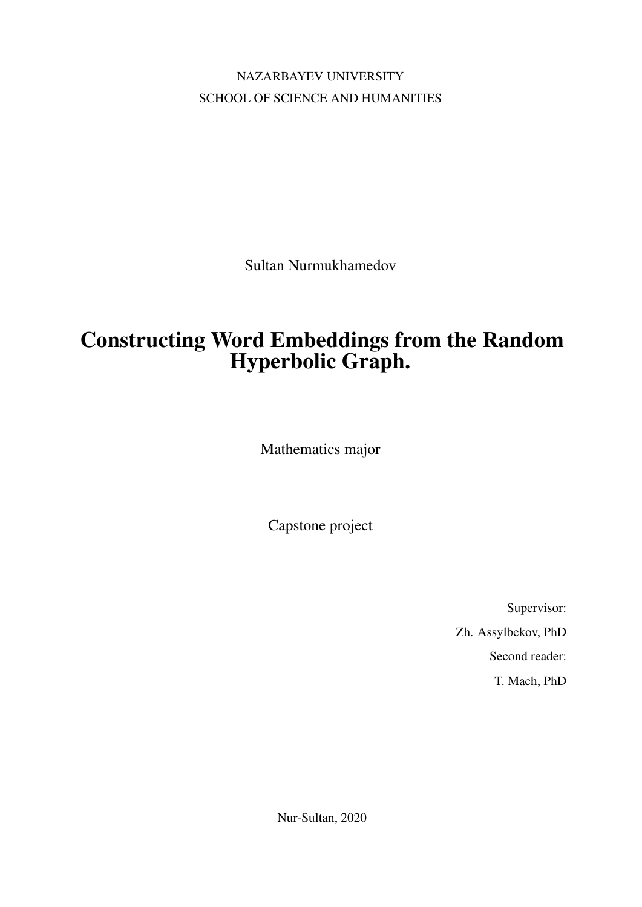NAZARBAYEV UNIVERSITY

SCHOOL OF SCIENCE AND HUMANITIES

Sultan Nurmukhamedov

# Constructing Word Embeddings from the Random Hyperbolic Graph.

Mathematics major

Capstone project

Supervisor:

Zh. Assylbekov, PhD

Second reader:

T. Mach, PhD

Nur-Sultan, 2020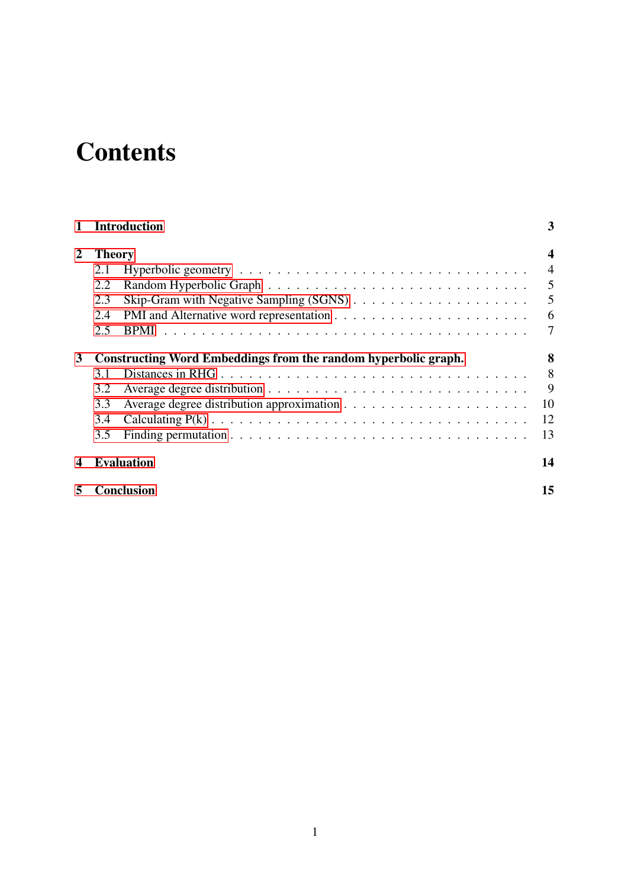# Contents

**1 Introduction** **3**

**2 Theory** **4**
- 2.1 Hyperbolic geometry . . . . . 4
- 2.2 Random Hyperbolic Graph . . . . . 5
- 2.3 Skip-Gram with Negative Sampling (SGNS) . . . . . 5
- 2.4 PMI and Alternative word representation . . . . . 6
- 2.5 BPMI . . . . . 7

**3 Constructing Word Embeddings from the random hyperbolic graph.** **8**
- 3.1 Distances in RHG . . . . . 8
- 3.2 Average degree distribution . . . . . 9
- 3.3 Average degree distribution approximation . . . . . 10
- 3.4 Calculating P(k) . . . . . 12
- 3.5 Finding permutation . . . . . 13

**4 Evaluation** **14**

**5 Conclusion** **15**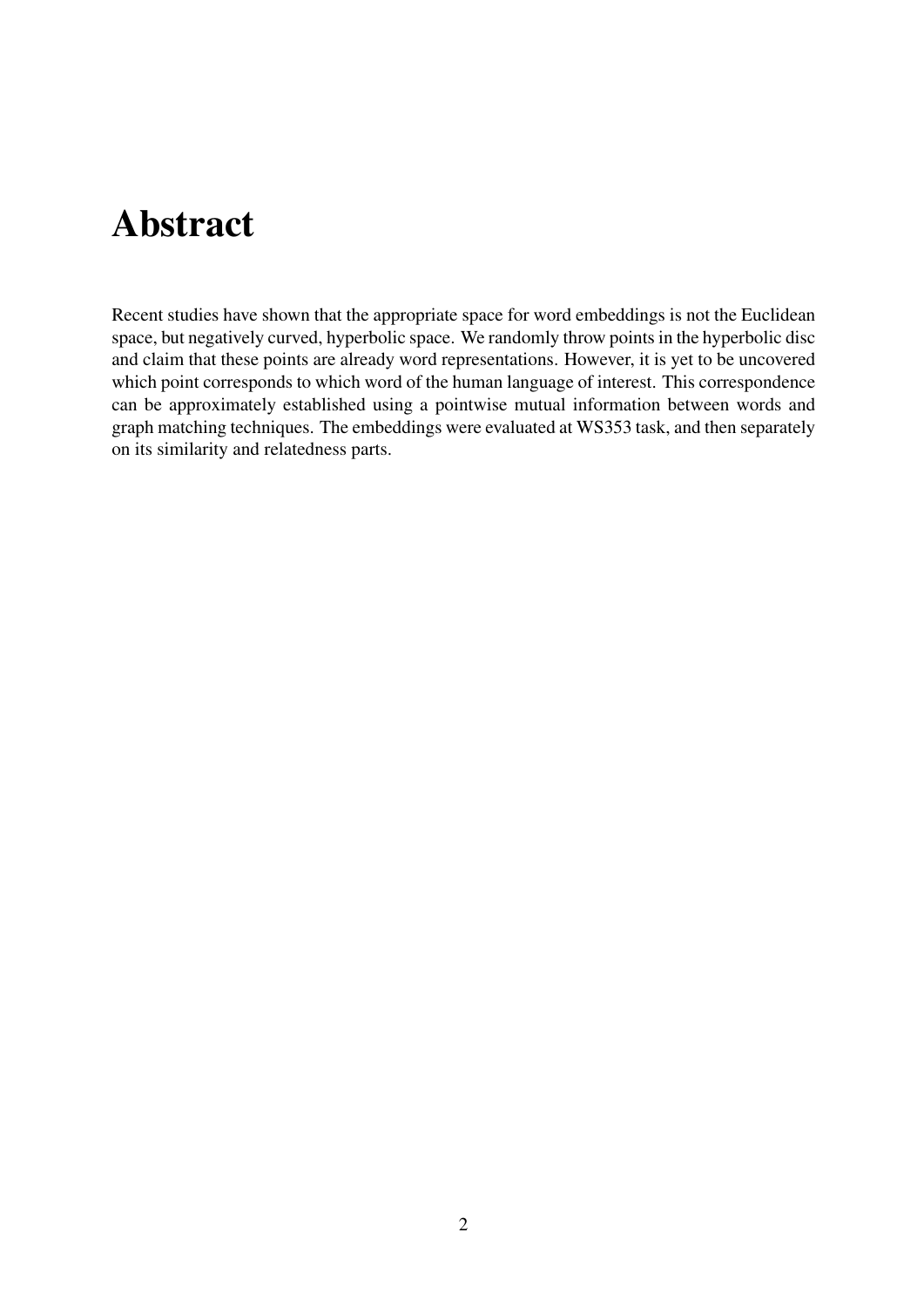# Abstract

Recent studies have shown that the appropriate space for word embeddings is not the Euclidean space, but negatively curved, hyperbolic space. We randomly throw points in the hyperbolic disc and claim that these points are already word representations. However, it is yet to be uncovered which point corresponds to which word of the human language of interest. This correspondence can be approximately established using a pointwise mutual information between words and graph matching techniques. The embeddings were evaluated at WS353 task, and then separately on its similarity and relatedness parts.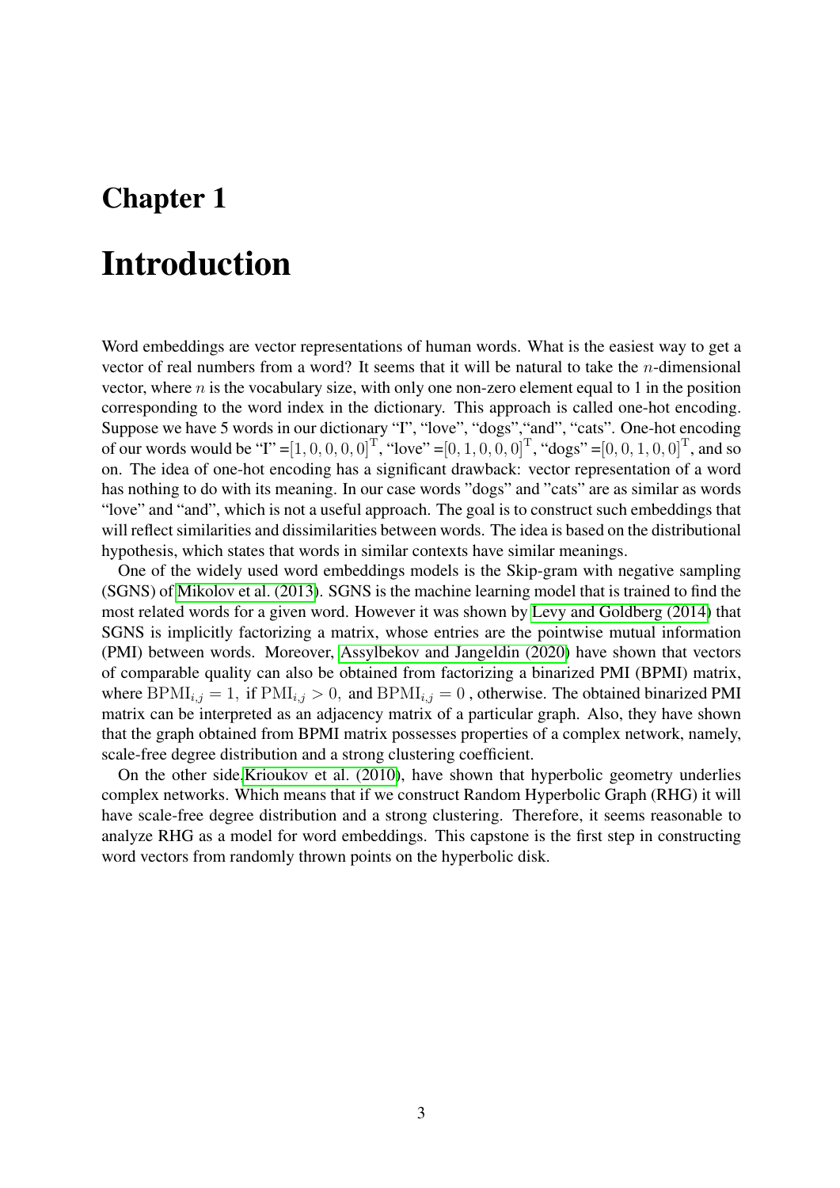# Chapter 1

# Introduction

Word embeddings are vector representations of human words. What is the easiest way to get a vector of real numbers from a word? It seems that it will be natural to take the $n$-dimensional vector, where $n$ is the vocabulary size, with only one non-zero element equal to 1 in the position corresponding to the word index in the dictionary. This approach is called one-hot encoding. Suppose we have 5 words in our dictionary “I”, “love”, “dogs”,“and”, “cats”. One-hot encoding of our words would be “I” $=[1, 0, 0, 0, 0]^{\mathrm{T}}$, “love” $=[0, 1, 0, 0, 0]^{\mathrm{T}}$, “dogs” $=[0, 0, 1, 0, 0]^{\mathrm{T}}$, and so on. The idea of one-hot encoding has a significant drawback: vector representation of a word has nothing to do with its meaning. In our case words ”dogs” and ”cats” are as similar as words “love” and “and”, which is not a useful approach. The goal is to construct such embeddings that will reflect similarities and dissimilarities between words. The idea is based on the distributional hypothesis, which states that words in similar contexts have similar meanings.

One of the widely used word embeddings models is the Skip-gram with negative sampling (SGNS) of Mikolov et al. (2013). SGNS is the machine learning model that is trained to find the most related words for a given word. However it was shown by Levy and Goldberg (2014) that SGNS is implicitly factorizing a matrix, whose entries are the pointwise mutual information (PMI) between words. Moreover, Assylbekov and Jangeldin (2020) have shown that vectors of comparable quality can also be obtained from factorizing a binarized PMI (BPMI) matrix, where $\mathrm{BPMI}_{i,j} = 1,$ if $\mathrm{PMI}_{i,j} > 0,$ and $\mathrm{BPMI}_{i,j} = 0$ , otherwise. The obtained binarized PMI matrix can be interpreted as an adjacency matrix of a particular graph. Also, they have shown that the graph obtained from BPMI matrix possesses properties of a complex network, namely, scale-free degree distribution and a strong clustering coefficient.

On the other side,Krioukov et al. (2010), have shown that hyperbolic geometry underlies complex networks. Which means that if we construct Random Hyperbolic Graph (RHG) it will have scale-free degree distribution and a strong clustering. Therefore, it seems reasonable to analyze RHG as a model for word embeddings. This capstone is the first step in constructing word vectors from randomly thrown points on the hyperbolic disk.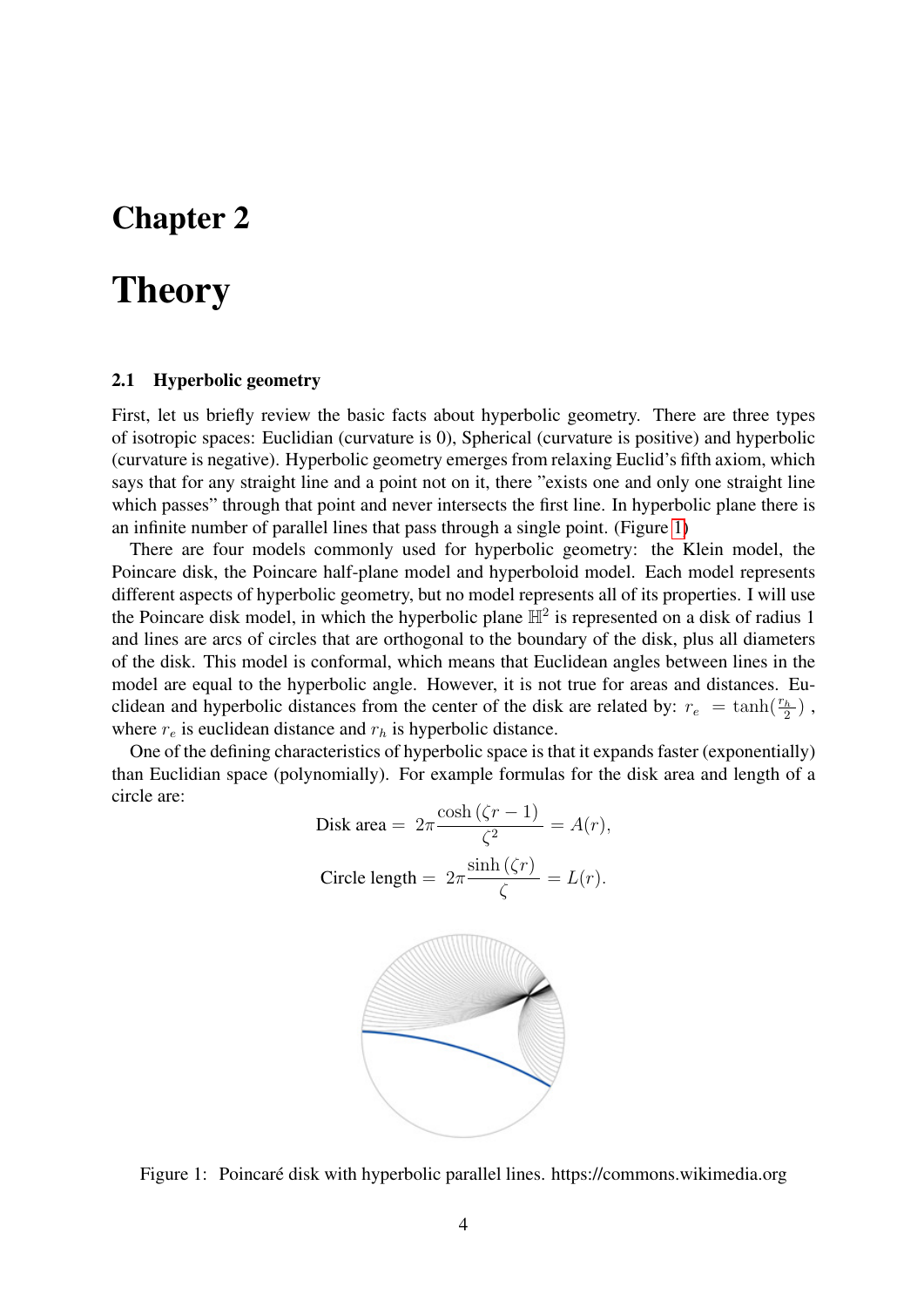# Chapter 2

# Theory

### 2.1 Hyperbolic geometry

First, let us briefly review the basic facts about hyperbolic geometry. There are three types of isotropic spaces: Euclidian (curvature is 0), Spherical (curvature is positive) and hyperbolic (curvature is negative). Hyperbolic geometry emerges from relaxing Euclid's fifth axiom, which says that for any straight line and a point not on it, there "exists one and only one straight line which passes" through that point and never intersects the first line. In hyperbolic plane there is an infinite number of parallel lines that pass through a single point. (Figure 1)

There are four models commonly used for hyperbolic geometry: the Klein model, the Poincare disk, the Poincare half-plane model and hyperboloid model. Each model represents different aspects of hyperbolic geometry, but no model represents all of its properties. I will use the Poincare disk model, in which the hyperbolic plane $\mathbb{H}^2$ is represented on a disk of radius 1 and lines are arcs of circles that are orthogonal to the boundary of the disk, plus all diameters of the disk. This model is conformal, which means that Euclidean angles between lines in the model are equal to the hyperbolic angle. However, it is not true for areas and distances. Euclidean and hyperbolic distances from the center of the disk are related by: $r_e = \tanh(\frac{r_h}{2})$, where $r_e$ is euclidean distance and $r_h$ is hyperbolic distance.

One of the defining characteristics of hyperbolic space is that it expands faster (exponentially) than Euclidian space (polynomially). For example formulas for the disk area and length of a circle are:

$$\text{Disk area} = 2\pi\frac{\cosh(\zeta r - 1)}{\zeta^2} = A(r),$$

$$\text{Circle length} = 2\pi\frac{\sinh(\zeta r)}{\zeta} = L(r).$$

Figure 1: Poincaré disk with hyperbolic parallel lines. https://commons.wikimedia.org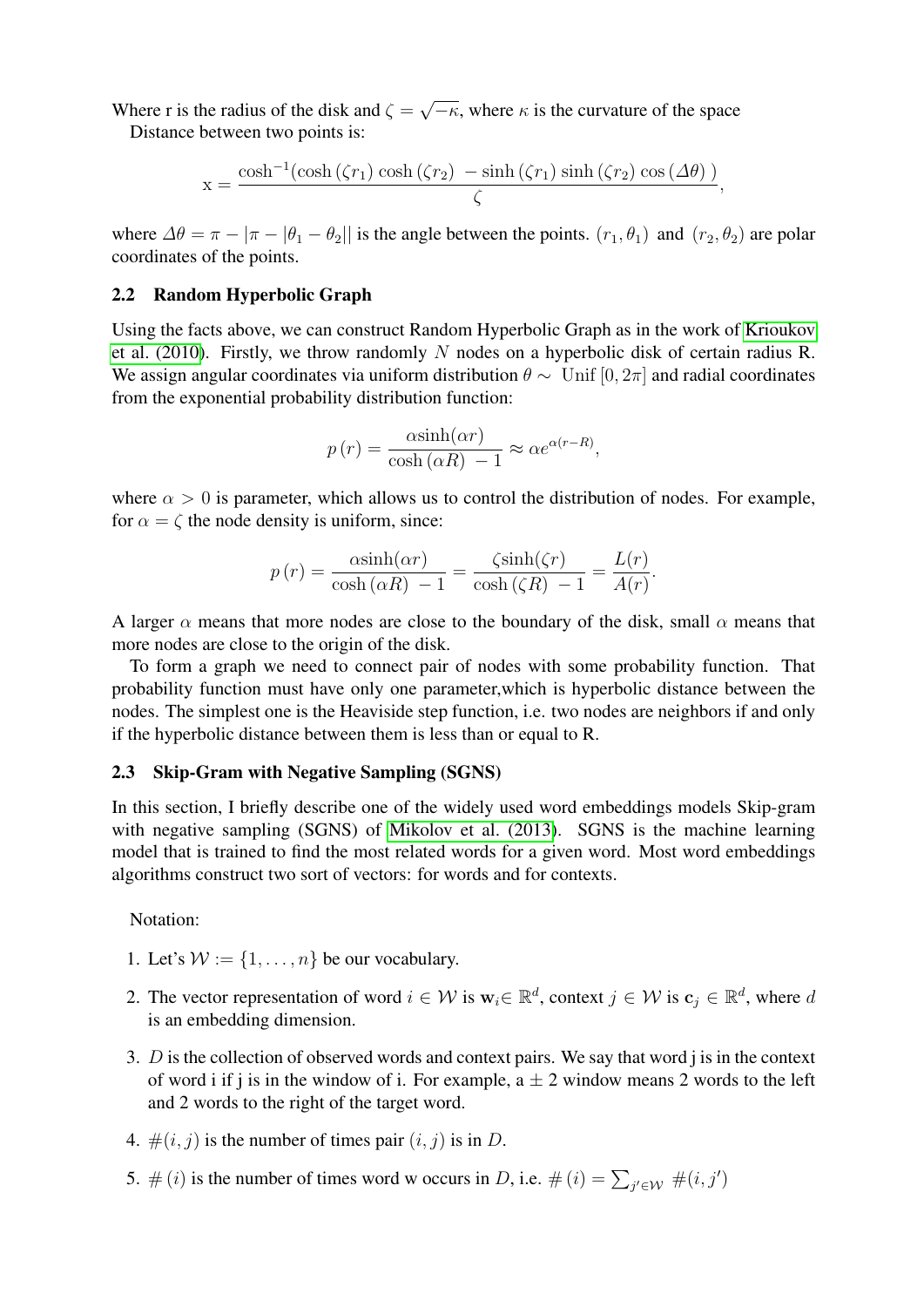Where r is the radius of the disk and $\zeta = \sqrt{-\kappa}$, where $\kappa$ is the curvature of the space

Distance between two points is:

$$\mathrm{x} = \frac{\cosh^{-1}(\cosh(\zeta r_1)\cosh(\zeta r_2) - \sinh(\zeta r_1)\sinh(\zeta r_2)\cos(\Delta\theta))}{\zeta},$$

where $\Delta\theta = \pi - |\pi - |\theta_1 - \theta_2||$ is the angle between the points. $(r_1, \theta_1)$ and $(r_2, \theta_2)$ are polar coordinates of the points.

### 2.2 Random Hyperbolic Graph

Using the facts above, we can construct Random Hyperbolic Graph as in the work of Krioukov et al. (2010). Firstly, we throw randomly $N$ nodes on a hyperbolic disk of certain radius R. We assign angular coordinates via uniform distribution $\theta \sim$ Unif $[0, 2\pi]$ and radial coordinates from the exponential probability distribution function:

$$p(r) = \frac{\alpha \sinh(\alpha r)}{\cosh(\alpha R) - 1} \approx \alpha e^{\alpha(r-R)},$$

where $\alpha > 0$ is parameter, which allows us to control the distribution of nodes. For example, for $\alpha = \zeta$ the node density is uniform, since:

$$p(r) = \frac{\alpha \sinh(\alpha r)}{\cosh(\alpha R) - 1} = \frac{\zeta \sinh(\zeta r)}{\cosh(\zeta R) - 1} = \frac{L(r)}{A(r)}.$$

A larger $\alpha$ means that more nodes are close to the boundary of the disk, small $\alpha$ means that more nodes are close to the origin of the disk.

To form a graph we need to connect pair of nodes with some probability function. That probability function must have only one parameter,which is hyperbolic distance between the nodes. The simplest one is the Heaviside step function, i.e. two nodes are neighbors if and only if the hyperbolic distance between them is less than or equal to R.

### 2.3 Skip-Gram with Negative Sampling (SGNS)

In this section, I briefly describe one of the widely used word embeddings models Skip-gram with negative sampling (SGNS) of Mikolov et al. (2013). SGNS is the machine learning model that is trained to find the most related words for a given word. Most word embeddings algorithms construct two sort of vectors: for words and for contexts.

Notation:

1. Let's $\mathcal{W} := \{1, \ldots, n\}$ be our vocabulary.
2. The vector representation of word $i \in \mathcal{W}$ is $\mathbf{w}_i \in \mathbb{R}^d$, context $j \in \mathcal{W}$ is $\mathbf{c}_j \in \mathbb{R}^d$, where $d$ is an embedding dimension.
3. $D$ is the collection of observed words and context pairs. We say that word j is in the context of word i if j is in the window of i. For example, a $\pm$ 2 window means 2 words to the left and 2 words to the right of the target word.
4. $\#(i, j)$ is the number of times pair $(i, j)$ is in $D$.
5. $\#(i)$ is the number of times word w occurs in $D$, i.e. $\#(i) = \sum_{j' \in \mathcal{W}} \#(i, j')$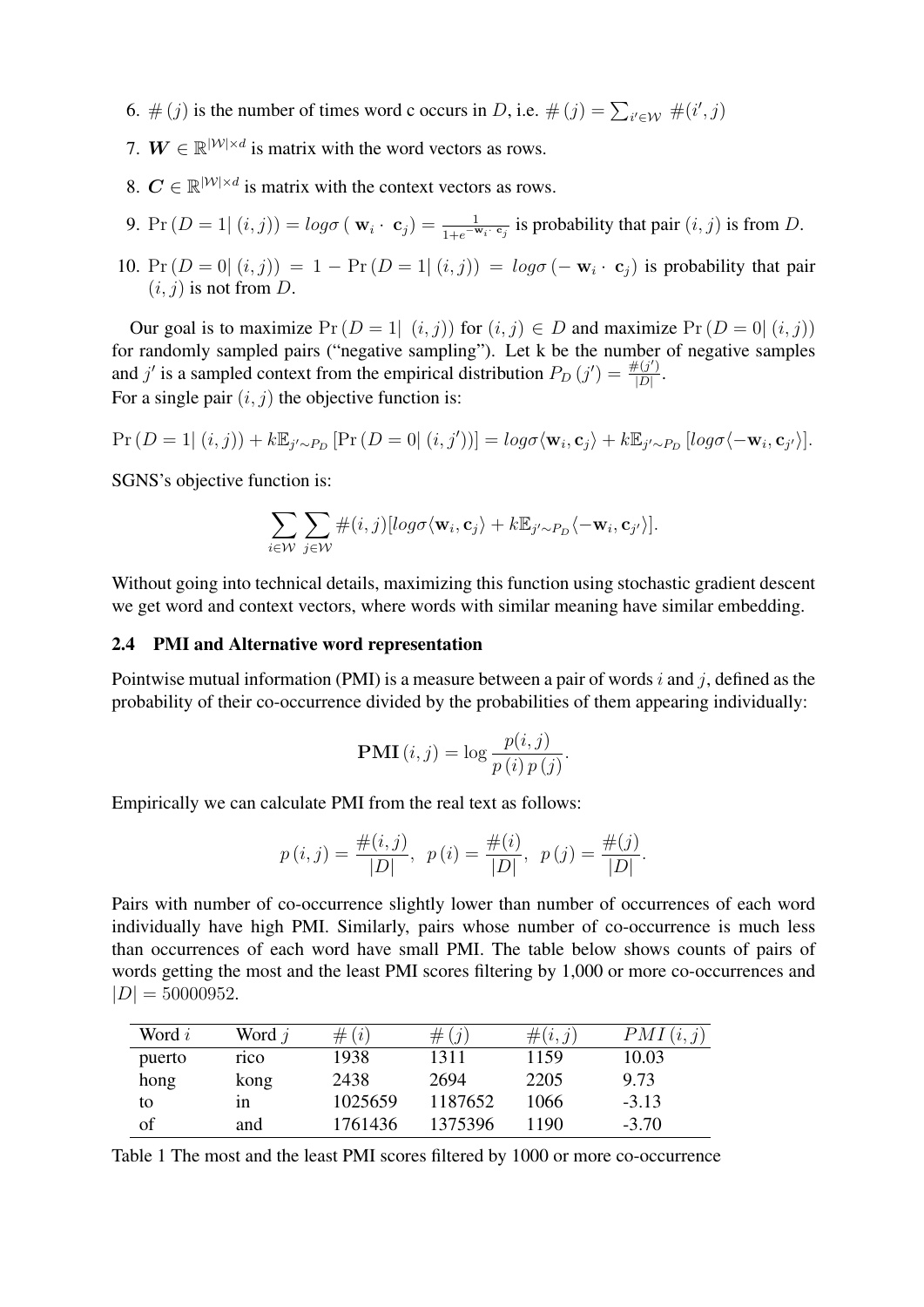6. $\#(j)$ is the number of times word c occurs in $D$, i.e. $\#(j) = \sum_{i' \in \mathcal{W}} \#(i', j)$
7. $\boldsymbol{W} \in \mathbb{R}^{|\mathcal{W}| \times d}$ is matrix with the word vectors as rows.
8. $\boldsymbol{C} \in \mathbb{R}^{|\mathcal{W}| \times d}$ is matrix with the context vectors as rows.
9. $\Pr(D = 1 | (i, j)) = log\sigma(\mathbf{w}_i \cdot \mathbf{c}_j) = \frac{1}{1+e^{-\mathbf{w}_i \cdot \mathbf{c}_j}}$ is probability that pair $(i, j)$ is from $D$.
10. $\Pr(D = 0 | (i, j)) = 1 - \Pr(D = 1 | (i, j)) = log\sigma(-\mathbf{w}_i \cdot \mathbf{c}_j)$ is probability that pair $(i, j)$ is not from $D$.

Our goal is to maximize $\Pr(D = 1 | (i, j))$ for $(i, j) \in D$ and maximize $\Pr(D = 0 | (i, j))$ for randomly sampled pairs ("negative sampling"). Let k be the number of negative samples and $j'$ is a sampled context from the empirical distribution $P_D(j') = \frac{\#(j')}{|D|}$.
For a single pair $(i, j)$ the objective function is:

$$\Pr(D = 1 | (i, j)) + k\mathbb{E}_{j' \sim P_D}[\Pr(D = 0 | (i, j'))] = log\sigma\langle \mathbf{w}_i, \mathbf{c}_j \rangle + k\mathbb{E}_{j' \sim P_D}[log\sigma\langle -\mathbf{w}_i, \mathbf{c}_{j'} \rangle].$$

SGNS's objective function is:

$$\sum_{i \in \mathcal{W}} \sum_{j \in \mathcal{W}} \#(i, j)[log\sigma\langle \mathbf{w}_i, \mathbf{c}_j \rangle + k\mathbb{E}_{j' \sim P_D}\langle -\mathbf{w}_i, \mathbf{c}_{j'} \rangle].$$

Without going into technical details, maximizing this function using stochastic gradient descent we get word and context vectors, where words with similar meaning have similar embedding.

### 2.4 PMI and Alternative word representation

Pointwise mutual information (PMI) is a measure between a pair of words $i$ and $j$, defined as the probability of their co-occurrence divided by the probabilities of them appearing individually:

$$\mathbf{PMI}(i, j) = \log \frac{p(i, j)}{p(i)\, p(j)}.$$

Empirically we can calculate PMI from the real text as follows:

$$p(i, j) = \frac{\#(i, j)}{|D|}, \;\; p(i) = \frac{\#(i)}{|D|}, \;\; p(j) = \frac{\#(j)}{|D|}.$$

Pairs with number of co-occurrence slightly lower than number of occurrences of each word individually have high PMI. Similarly, pairs whose number of co-occurrence is much less than occurrences of each word have small PMI. The table below shows counts of pairs of words getting the most and the least PMI scores filtering by 1,000 or more co-occurrences and $|D| = 50000952$.

| Word $i$ | Word $j$ | $\#(i)$ | $\#(j)$ | $\#(i, j)$ | $PMI(i, j)$ |
|---|---|---|---|---|---|
| puerto | rico | 1938 | 1311 | 1159 | 10.03 |
| hong | kong | 2438 | 2694 | 2205 | 9.73 |
| to | in | 1025659 | 1187652 | 1066 | -3.13 |
| of | and | 1761436 | 1375396 | 1190 | -3.70 |

Table 1 The most and the least PMI scores filtered by 1000 or more co-occurrence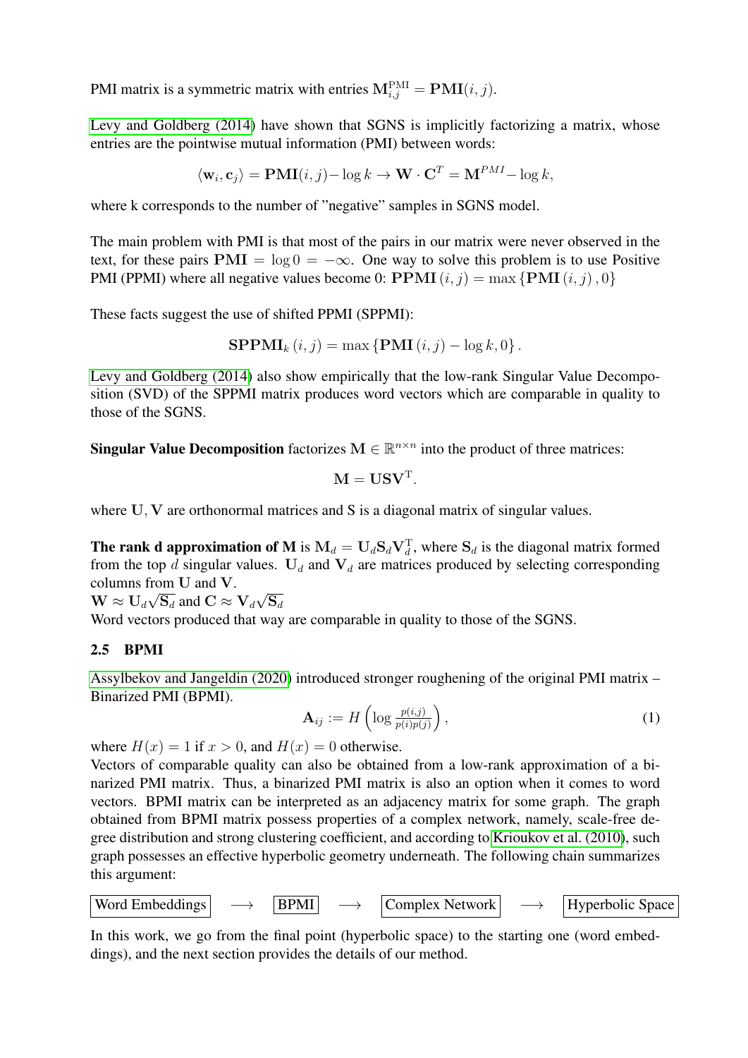PMI matrix is a symmetric matrix with entries $\mathbf{M}^{\mathrm{PMI}}_{i,j} = \mathbf{PMI}(i, j)$.

Levy and Goldberg (2014) have shown that SGNS is implicitly factorizing a matrix, whose entries are the pointwise mutual information (PMI) between words:

$$\langle \mathbf{w}_i, \mathbf{c}_j \rangle = \mathbf{PMI}(i, j) - \log k \rightarrow \mathbf{W} \cdot \mathbf{C}^T = \mathbf{M}^{PMI} - \log k,$$

where k corresponds to the number of "negative" samples in SGNS model.

The main problem with PMI is that most of the pairs in our matrix were never observed in the text, for these pairs $\mathbf{PMI} = \log 0 = -\infty$. One way to solve this problem is to use Positive PMI (PPMI) where all negative values become 0: $\mathbf{PPMI}(i, j) = \max\{\mathbf{PMI}(i, j), 0\}$

These facts suggest the use of shifted PPMI (SPPMI):

$$\mathbf{SPPMI}_k(i, j) = \max\{\mathbf{PMI}(i, j) - \log k, 0\}.$$

Levy and Goldberg (2014) also show empirically that the low-rank Singular Value Decomposition (SVD) of the SPPMI matrix produces word vectors which are comparable in quality to those of the SGNS.

**Singular Value Decomposition** factorizes $\mathbf{M} \in \mathbb{R}^{n \times n}$ into the product of three matrices:

$$\mathbf{M} = \mathbf{U}\mathbf{S}\mathbf{V}^{\mathrm{T}}.$$

where $\mathbf{U}, \mathbf{V}$ are orthonormal matrices and S is a diagonal matrix of singular values.

**The rank d approximation of M** is $\mathbf{M}_d = \mathbf{U}_d \mathbf{S}_d \mathbf{V}_d^{\mathrm{T}}$, where $\mathbf{S}_d$ is the diagonal matrix formed from the top $d$ singular values. $\mathbf{U}_d$ and $\mathbf{V}_d$ are matrices produced by selecting corresponding columns from $\mathbf{U}$ and $\mathbf{V}$.
$\mathbf{W} \approx \mathbf{U}_d\sqrt{\mathbf{S}_d}$ and $\mathbf{C} \approx \mathbf{V}_d\sqrt{\mathbf{S}_d}$
Word vectors produced that way are comparable in quality to those of the SGNS.

### 2.5 BPMI

Assylbekov and Jangeldin (2020) introduced stronger roughening of the original PMI matrix – Binarized PMI (BPMI).

$$\mathbf{A}_{ij} := H\left(\log \tfrac{p(i,j)}{p(i)p(j)}\right), \tag{1}$$

where $H(x) = 1$ if $x > 0$, and $H(x) = 0$ otherwise.
Vectors of comparable quality can also be obtained from a low-rank approximation of a binarized PMI matrix. Thus, a binarized PMI matrix is also an option when it comes to word vectors. BPMI matrix can be interpreted as an adjacency matrix for some graph. The graph obtained from BPMI matrix possess properties of a complex network, namely, scale-free degree distribution and strong clustering coefficient, and according to Krioukov et al. (2010), such graph possesses an effective hyperbolic geometry underneath. The following chain summarizes this argument:

Word Embeddings $\longrightarrow$ BPMI $\longrightarrow$ Complex Network $\longrightarrow$ Hyperbolic Space

In this work, we go from the final point (hyperbolic space) to the starting one (word embeddings), and the next section provides the details of our method.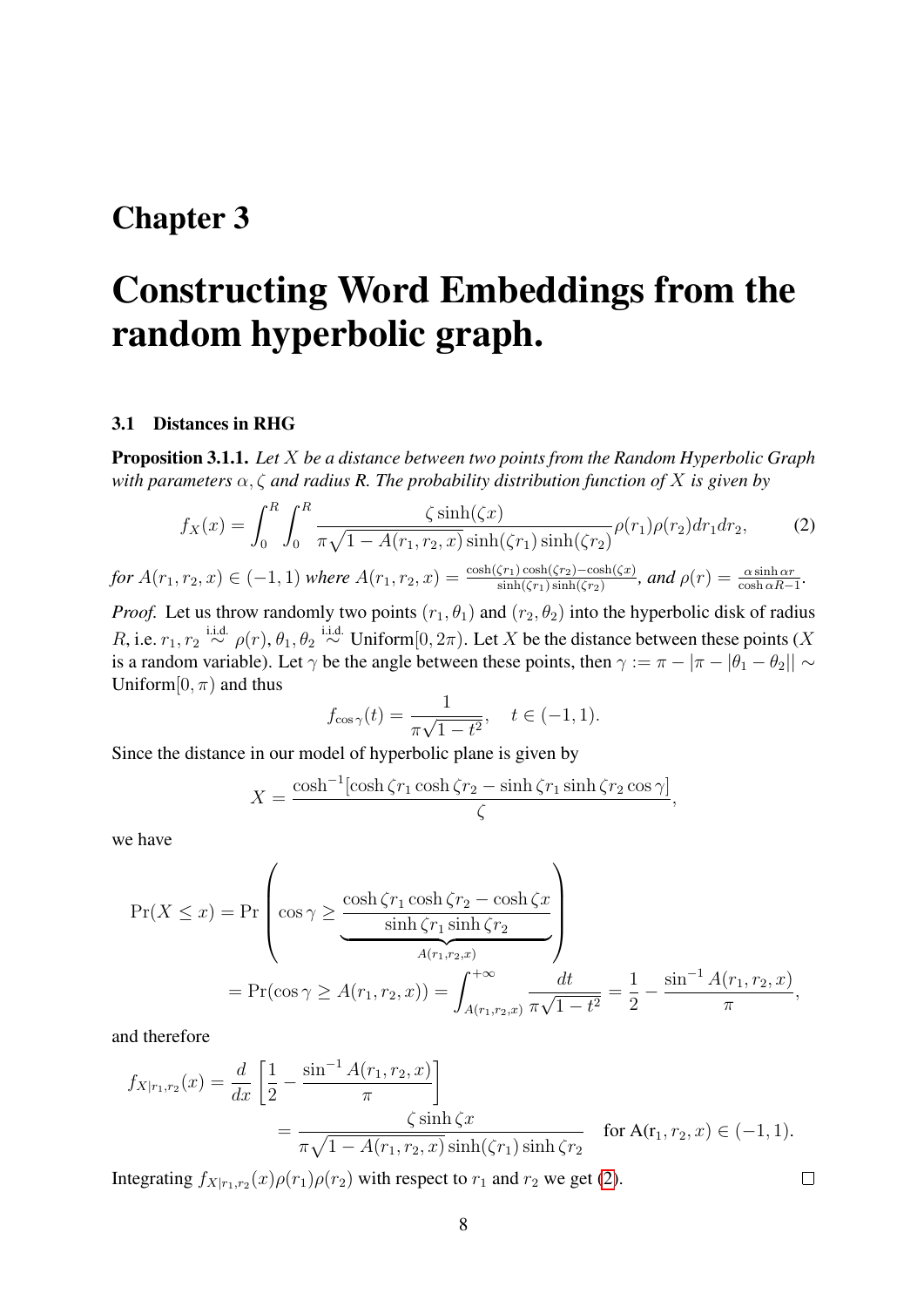# Chapter 3

# Constructing Word Embeddings from the random hyperbolic graph.

## 3.1 Distances in RHG

**Proposition 3.1.1.** *Let $X$ be a distance between two points from the Random Hyperbolic Graph with parameters $\alpha, \zeta$ and radius R. The probability distribution function of $X$ is given by*

$$f_X(x) = \int_0^R \int_0^R \frac{\zeta \sinh(\zeta x)}{\pi \sqrt{1 - A(r_1, r_2, x)} \sinh(\zeta r_1) \sinh(\zeta r_2)} \rho(r_1)\rho(r_2) dr_1 dr_2, \tag{2}$$

*for $A(r_1, r_2, x) \in (-1, 1)$ where $A(r_1, r_2, x) = \frac{\cosh(\zeta r_1)\cosh(\zeta r_2) - \cosh(\zeta x)}{\sinh(\zeta r_1)\sinh(\zeta r_2)}$, and $\rho(r) = \frac{\alpha \sinh \alpha r}{\cosh \alpha R - 1}$.*

*Proof.* Let us throw randomly two points $(r_1, \theta_1)$ and $(r_2, \theta_2)$ into the hyperbolic disk of radius $R$, i.e. $r_1, r_2 \overset{\text{i.i.d.}}{\sim} \rho(r)$, $\theta_1, \theta_2 \overset{\text{i.i.d.}}{\sim} \text{Uniform}[0, 2\pi)$. Let $X$ be the distance between these points ($X$ is a random variable). Let $\gamma$ be the angle between these points, then $\gamma := \pi - |\pi - |\theta_1 - \theta_2|| \sim \text{Uniform}[0, \pi)$ and thus

$$f_{\cos\gamma}(t) = \frac{1}{\pi\sqrt{1-t^2}}, \quad t \in (-1, 1).$$

Since the distance in our model of hyperbolic plane is given by

$$X = \frac{\cosh^{-1}[\cosh \zeta r_1 \cosh \zeta r_2 - \sinh \zeta r_1 \sinh \zeta r_2 \cos \gamma]}{\zeta},$$

we have

$$\Pr(X \leq x) = \Pr\left(\cos\gamma \geq \underbrace{\frac{\cosh \zeta r_1 \cosh \zeta r_2 - \cosh \zeta x}{\sinh \zeta r_1 \sinh \zeta r_2}}_{A(r_1, r_2, x)}\right)$$
$$= \Pr(\cos\gamma \geq A(r_1, r_2, x)) = \int_{A(r_1, r_2, x)}^{+\infty} \frac{dt}{\pi\sqrt{1-t^2}} = \frac{1}{2} - \frac{\sin^{-1} A(r_1, r_2, x)}{\pi},$$

and therefore

$$f_{X|r_1, r_2}(x) = \frac{d}{dx}\left[\frac{1}{2} - \frac{\sin^{-1} A(r_1, r_2, x)}{\pi}\right]$$
$$= \frac{\zeta \sinh \zeta x}{\pi\sqrt{1 - A(r_1, r_2, x)} \sinh(\zeta r_1) \sinh \zeta r_2} \quad \text{for } A(r_1, r_2, x) \in (-1, 1).$$

Integrating $f_{X|r_1, r_2}(x)\rho(r_1)\rho(r_2)$ with respect to $r_1$ and $r_2$ we get (2). ∎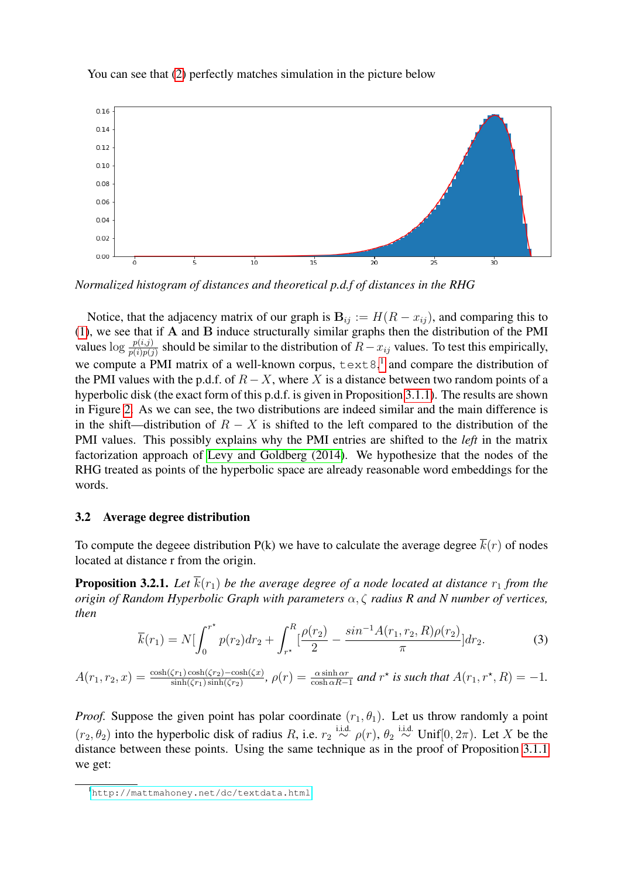You can see that (2) perfectly matches simulation in the picture below

*Normalized histogram of distances and theoretical p.d.f of distances in the RHG*

Notice, that the adjacency matrix of our graph is $\mathbf{B}_{ij} := H(R - x_{ij})$, and comparing this to (1), we see that if $\mathbf{A}$ and $\mathbf{B}$ induce structurally similar graphs then the distribution of the PMI values $\log \frac{p(i,j)}{p(i)p(j)}$ should be similar to the distribution of $R - x_{ij}$ values. To test this empirically, we compute a PMI matrix of a well-known corpus, `text8`,[1] and compare the distribution of the PMI values with the p.d.f. of $R - X$, where $X$ is a distance between two random points of a hyperbolic disk (the exact form of this p.d.f. is given in Proposition 3.1.1). The results are shown in Figure 2. As we can see, the two distributions are indeed similar and the main difference is in the shift—distribution of $R - X$ is shifted to the left compared to the distribution of the PMI values. This possibly explains why the PMI entries are shifted to the *left* in the matrix factorization approach of Levy and Goldberg (2014). We hypothesize that the nodes of the RHG treated as points of the hyperbolic space are already reasonable word embeddings for the words.

### 3.2 Average degree distribution

To compute the degee distribution P(k) we have to calculate the average degree $\overline{k}(r)$ of nodes located at distance r from the origin.

**Proposition 3.2.1.** *Let $\overline{k}(r_1)$ be the average degree of a node located at distance $r_1$ from the origin of Random Hyperbolic Graph with parameters $\alpha, \zeta$ radius R and N number of vertices, then*

$$\overline{k}(r_1) = N\left[\int_0^{r^\star} p(r_2)dr_2 + \int_{r^\star}^{R}\left[\frac{\rho(r_2)}{2} - \frac{sin^{-1}A(r_1, r_2, R)\rho(r_2)}{\pi}\right]dr_2. \qquad (3)$$

$A(r_1, r_2, x) = \frac{\cosh(\zeta r_1)\cosh(\zeta r_2) - \cosh(\zeta x)}{\sinh(\zeta r_1)\sinh(\zeta r_2)}$, $\rho(r) = \frac{\alpha \sinh \alpha r}{\cosh \alpha R - 1}$ *and $r^\star$ is such that $A(r_1, r^\star, R) = -1$.*

*Proof.* Suppose the given point has polar coordinate $(r_1, \theta_1)$. Let us throw randomly a point $(r_2, \theta_2)$ into the hyperbolic disk of radius $R$, i.e. $r_2 \overset{\text{i.i.d.}}{\sim} \rho(r)$, $\theta_2 \overset{\text{i.i.d.}}{\sim} \text{Unif}[0, 2\pi)$. Let $X$ be the distance between these points. Using the same technique as in the proof of Proposition 3.1.1 we get:

[1] http://mattmahoney.net/dc/textdata.html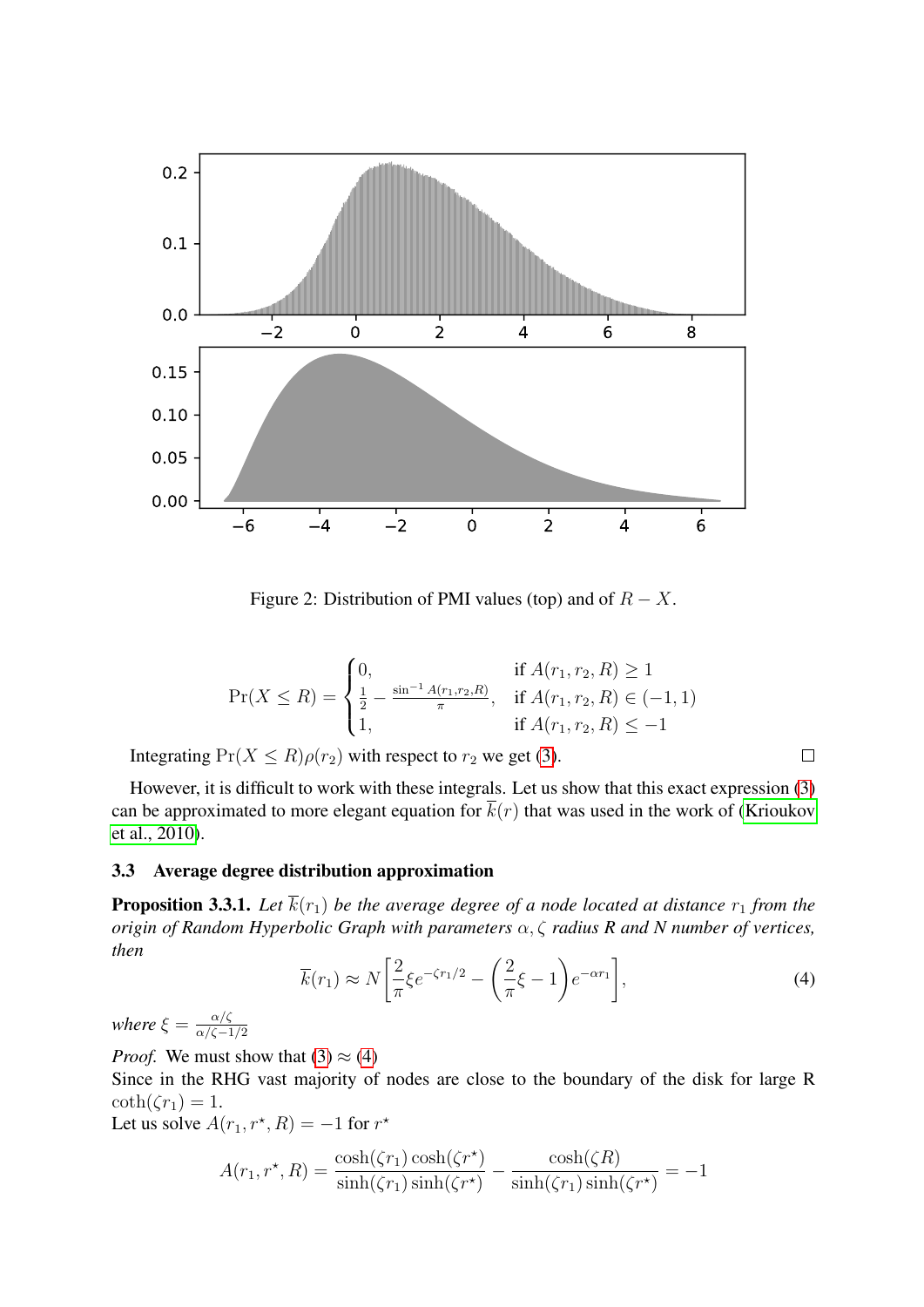Figure 2: Distribution of PMI values (top) and of $R - X$.

$$
\Pr(X \leq R) = \begin{cases} 0, & \text{if } A(r_1, r_2, R) \geq 1 \\ \frac{1}{2} - \frac{\sin^{-1} A(r_1, r_2, R)}{\pi}, & \text{if } A(r_1, r_2, R) \in (-1, 1) \\ 1, & \text{if } A(r_1, r_2, R) \leq -1 \end{cases}
$$

Integrating $\Pr(X \leq R)\rho(r_2)$ with respect to $r_2$ we get (3). □

However, it is difficult to work with these integrals. Let us show that this exact expression (3) can be approximated to more elegant equation for $\overline{k}(r)$ that was used in the work of (Krioukov et al., 2010).

### 3.3 Average degree distribution approximation

**Proposition 3.3.1.** *Let $\overline{k}(r_1)$ be the average degree of a node located at distance $r_1$ from the origin of Random Hyperbolic Graph with parameters $\alpha, \zeta$ radius R and N number of vertices, then*

$$
\overline{k}(r_1) \approx N \left[ \frac{2}{\pi} \xi e^{-\zeta r_1/2} - \left( \frac{2}{\pi} \xi - 1 \right) e^{-\alpha r_1} \right], \tag{4}
$$

*where $\xi = \frac{\alpha/\zeta}{\alpha/\zeta - 1/2}$*

*Proof.* We must show that (3) $\approx$ (4)
Since in the RHG vast majority of nodes are close to the boundary of the disk for large R $\coth(\zeta r_1) = 1$.
Let us solve $A(r_1, r^\star, R) = -1$ for $r^\star$

$$
A(r_1, r^\star, R) = \frac{\cosh(\zeta r_1) \cosh(\zeta r^\star)}{\sinh(\zeta r_1) \sinh(\zeta r^\star)} - \frac{\cosh(\zeta R)}{\sinh(\zeta r_1) \sinh(\zeta r^\star)} = -1
$$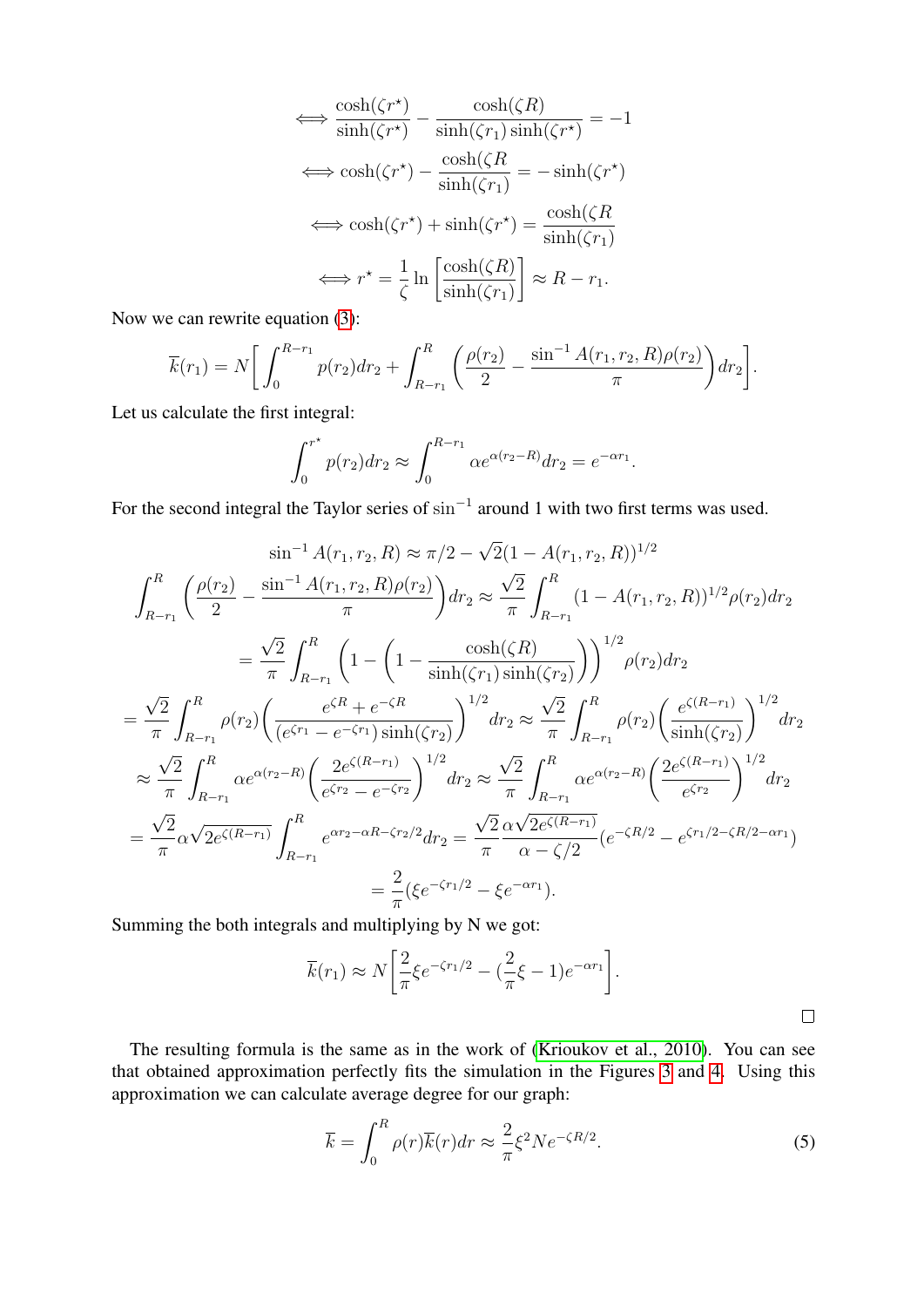$$\iff \frac{\cosh(\zeta r^\star)}{\sinh(\zeta r^\star)} - \frac{\cosh(\zeta R)}{\sinh(\zeta r_1)\sinh(\zeta r^\star)} = -1$$

$$\iff \cosh(\zeta r^\star) - \frac{\cosh(\zeta R}{\sinh(\zeta r_1)} = -\sinh(\zeta r^\star)$$

$$\iff \cosh(\zeta r^\star) + \sinh(\zeta r^\star) = \frac{\cosh(\zeta R}{\sinh(\zeta r_1)}$$

$$\iff r^\star = \frac{1}{\zeta}\ln\left[\frac{\cosh(\zeta R)}{\sinh(\zeta r_1)}\right] \approx R - r_1.$$

Now we can rewrite equation (3):

$$\overline{k}(r_1) = N\bigg[\int_0^{R-r_1} p(r_2)dr_2 + \int_{R-r_1}^{R}\left(\frac{\rho(r_2)}{2} - \frac{\sin^{-1}A(r_1,r_2,R)\rho(r_2)}{\pi}\right)dr_2\bigg].$$

Let us calculate the first integral:

$$\int_0^{r^\star} p(r_2)dr_2 \approx \int_0^{R-r_1} \alpha e^{\alpha(r_2-R)}dr_2 = e^{-\alpha r_1}.$$

For the second integral the Taylor series of $\sin^{-1}$ around 1 with two first terms was used.

$$\sin^{-1}A(r_1,r_2,R) \approx \pi/2 - \sqrt{2}(1-A(r_1,r_2,R))^{1/2}$$

$$\int_{R-r_1}^{R}\left(\frac{\rho(r_2)}{2} - \frac{\sin^{-1}A(r_1,r_2,R)\rho(r_2)}{\pi}\right)dr_2 \approx \frac{\sqrt{2}}{\pi}\int_{R-r_1}^{R}(1-A(r_1,r_2,R))^{1/2}\rho(r_2)dr_2$$

$$= \frac{\sqrt{2}}{\pi}\int_{R-r_1}^{R}\left(1-\left(1-\frac{\cosh(\zeta R)}{\sinh(\zeta r_1)\sinh(\zeta r_2)}\right)\right)^{1/2}\rho(r_2)dr_2$$

$$= \frac{\sqrt{2}}{\pi}\int_{R-r_1}^{R}\rho(r_2)\bigg(\frac{e^{\zeta R}+e^{-\zeta R}}{(e^{\zeta r_1}-e^{-\zeta r_1})\sinh(\zeta r_2)}\bigg)^{1/2}dr_2 \approx \frac{\sqrt{2}}{\pi}\int_{R-r_1}^{R}\rho(r_2)\bigg(\frac{e^{\zeta(R-r_1)}}{\sinh(\zeta r_2)}\bigg)^{1/2}dr_2$$

$$\approx \frac{\sqrt{2}}{\pi}\int_{R-r_1}^{R}\alpha e^{\alpha(r_2-R)}\bigg(\frac{2e^{\zeta(R-r_1)}}{e^{\zeta r_2}-e^{-\zeta r_2}}\bigg)^{1/2}dr_2 \approx \frac{\sqrt{2}}{\pi}\int_{R-r_1}^{R}\alpha e^{\alpha(r_2-R)}\bigg(\frac{2e^{\zeta(R-r_1)}}{e^{\zeta r_2}}\bigg)^{1/2}dr_2$$

$$= \frac{\sqrt{2}}{\pi}\alpha\sqrt{2e^{\zeta(R-r_1)}}\int_{R-r_1}^{R}e^{\alpha r_2-\alpha R-\zeta r_2/2}dr_2 = \frac{\sqrt{2}}{\pi}\frac{\alpha\sqrt{2e^{\zeta(R-r_1)}}}{\alpha-\zeta/2}(e^{-\zeta R/2}-e^{\zeta r_1/2-\zeta R/2-\alpha r_1})$$

$$= \frac{2}{\pi}(\xi e^{-\zeta r_1/2} - \xi e^{-\alpha r_1}).$$

Summing the both integrals and multiplying by N we got:

$$\overline{k}(r_1) \approx N\bigg[\frac{2}{\pi}\xi e^{-\zeta r_1/2} - (\frac{2}{\pi}\xi - 1)e^{-\alpha r_1}\bigg].$$

□

The resulting formula is the same as in the work of (Krioukov et al., 2010). You can see that obtained approximation perfectly fits the simulation in the Figures 3 and 4. Using this approximation we can calculate average degree for our graph:

$$\overline{k} = \int_0^R \rho(r)\overline{k}(r)dr \approx \frac{2}{\pi}\xi^2 N e^{-\zeta R/2}. \tag{5}$$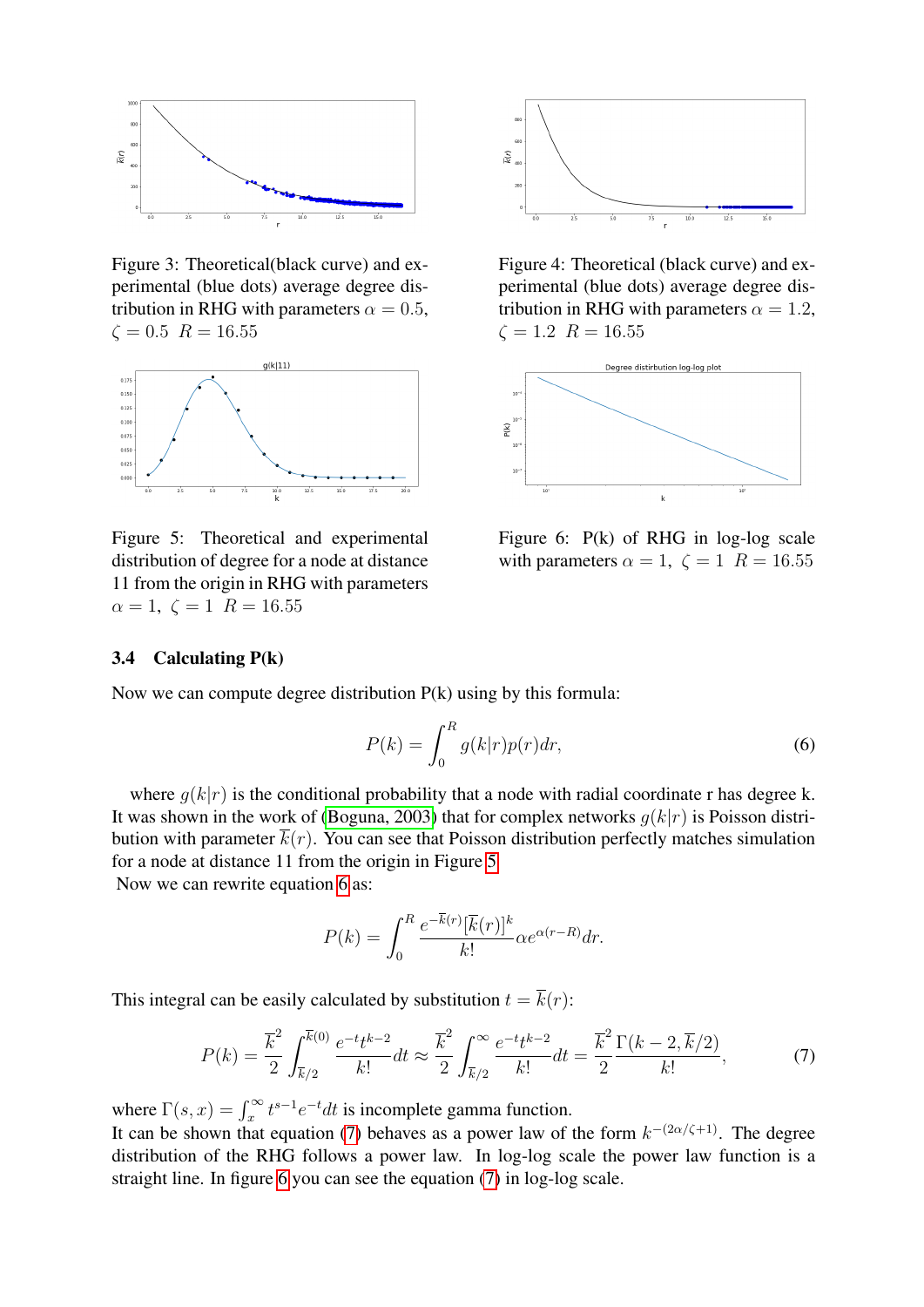Figure 3: Theoretical(black curve) and experimental (blue dots) average degree distribution in RHG with parameters $\alpha = 0.5$, $\zeta = 0.5 \;\; R = 16.55$

Figure 4: Theoretical (black curve) and experimental (blue dots) average degree distribution in RHG with parameters $\alpha = 1.2$, $\zeta = 1.2 \;\; R = 16.55$

Figure 5: Theoretical and experimental distribution of degree for a node at distance 11 from the origin in RHG with parameters $\alpha = 1, \;\; \zeta = 1 \;\; R = 16.55$

Figure 6: P(k) of RHG in log-log scale with parameters $\alpha = 1, \;\; \zeta = 1 \;\; R = 16.55$

### 3.4 Calculating P(k)

Now we can compute degree distribution P(k) using by this formula:

$$P(k) = \int_0^R g(k|r)p(r)dr, \tag{6}$$

where $g(k|r)$ is the conditional probability that a node with radial coordinate r has degree k. It was shown in the work of (Boguna, 2003) that for complex networks $g(k|r)$ is Poisson distribution with parameter $\overline{k}(r)$. You can see that Poisson distribution perfectly matches simulation for a node at distance 11 from the origin in Figure 5.
Now we can rewrite equation 6 as:

$$P(k) = \int_0^R \frac{e^{-\overline{k}(r)}[\overline{k}(r)]^k}{k!} \alpha e^{\alpha(r-R)} dr.$$

This integral can be easily calculated by substitution $t = \overline{k}(r)$:

$$P(k) = \frac{\overline{k}^2}{2} \int_{\overline{k}/2}^{\overline{k}(0)} \frac{e^{-t}t^{k-2}}{k!} dt \approx \frac{\overline{k}^2}{2} \int_{\overline{k}/2}^{\infty} \frac{e^{-t}t^{k-2}}{k!} dt = \frac{\overline{k}^2}{2} \frac{\Gamma(k-2, \overline{k}/2)}{k!}, \tag{7}$$

where $\Gamma(s, x) = \int_x^\infty t^{s-1}e^{-t}dt$ is incomplete gamma function.
It can be shown that equation (7) behaves as a power law of the form $k^{-(2\alpha/\zeta+1)}$. The degree distribution of the RHG follows a power law. In log-log scale the power law function is a straight line. In figure 6 you can see the equation (7) in log-log scale.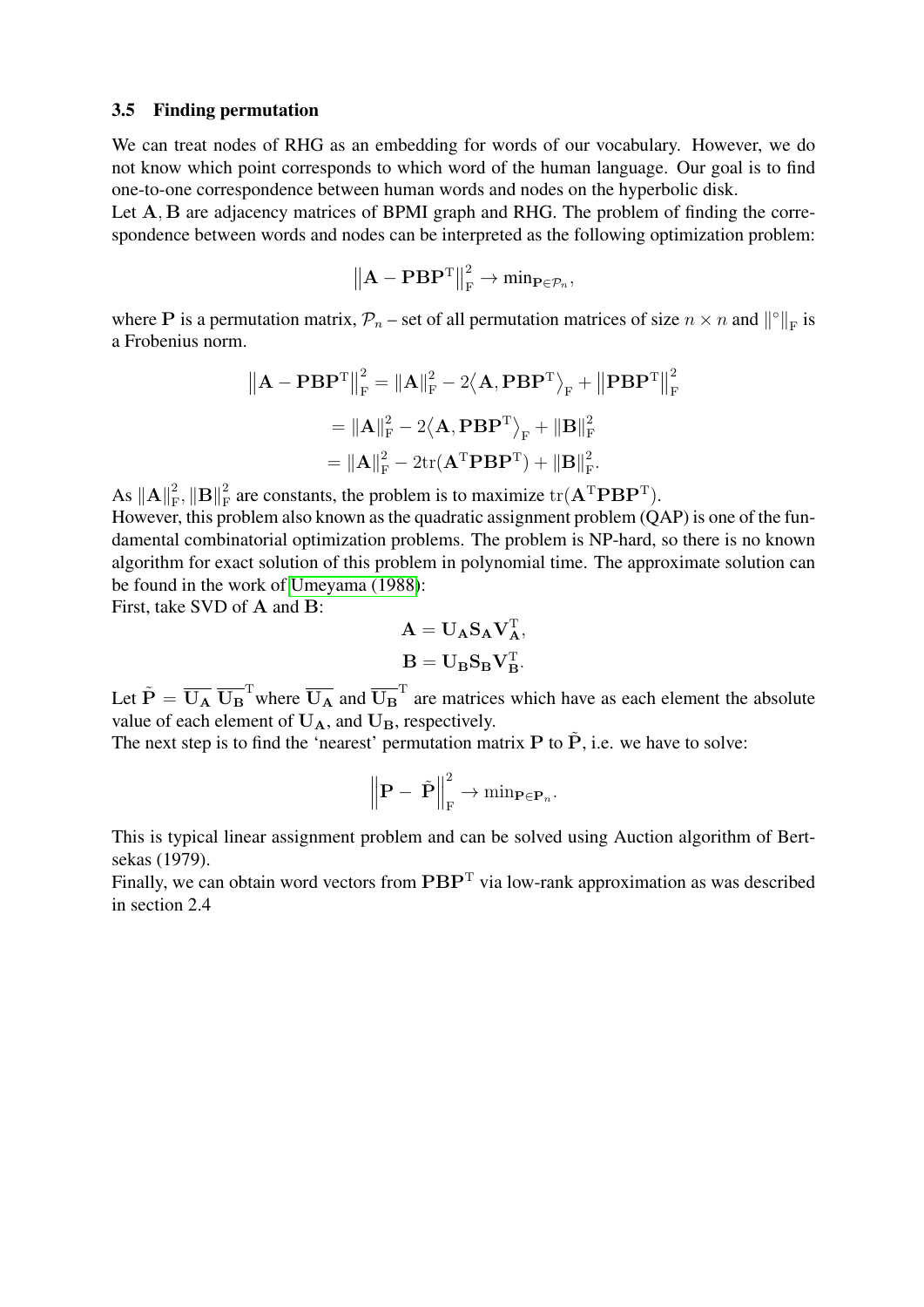### 3.5 Finding permutation

We can treat nodes of RHG as an embedding for words of our vocabulary. However, we do not know which point corresponds to which word of the human language. Our goal is to find one-to-one correspondence between human words and nodes on the hyperbolic disk.

Let $\mathbf{A}, \mathbf{B}$ are adjacency matrices of BPMI graph and RHG. The problem of finding the correspondence between words and nodes can be interpreted as the following optimization problem:

$$\left\|\mathbf{A} - \mathbf{P}\mathbf{B}\mathbf{P}^{\mathrm{T}}\right\|_{\mathrm{F}}^{2} \to \min_{\mathbf{P} \in \mathcal{P}_n},$$

where $\mathbf{P}$ is a permutation matrix, $\mathcal{P}_n$ – set of all permutation matrices of size $n \times n$ and $\|^{\circ}\|_{\mathrm{F}}$ is a Frobenius norm.

$$\begin{aligned}
\left\|\mathbf{A} - \mathbf{P}\mathbf{B}\mathbf{P}^{\mathrm{T}}\right\|_{\mathrm{F}}^{2} &= \|\mathbf{A}\|_{\mathrm{F}}^{2} - 2\left\langle \mathbf{A}, \mathbf{P}\mathbf{B}\mathbf{P}^{\mathrm{T}} \right\rangle_{\mathrm{F}} + \left\|\mathbf{P}\mathbf{B}\mathbf{P}^{\mathrm{T}}\right\|_{\mathrm{F}}^{2} \\
&= \|\mathbf{A}\|_{\mathrm{F}}^{2} - 2\left\langle \mathbf{A}, \mathbf{P}\mathbf{B}\mathbf{P}^{\mathrm{T}} \right\rangle_{\mathrm{F}} + \|\mathbf{B}\|_{\mathrm{F}}^{2} \\
&= \|\mathbf{A}\|_{\mathrm{F}}^{2} - 2\mathrm{tr}(\mathbf{A}^{\mathrm{T}}\mathbf{P}\mathbf{B}\mathbf{P}^{\mathrm{T}}) + \|\mathbf{B}\|_{\mathrm{F}}^{2}.
\end{aligned}$$

As $\|\mathbf{A}\|_{\mathrm{F}}^{2}, \|\mathbf{B}\|_{\mathrm{F}}^{2}$ are constants, the problem is to maximize $\mathrm{tr}(\mathbf{A}^{\mathrm{T}}\mathbf{P}\mathbf{B}\mathbf{P}^{\mathrm{T}})$.

However, this problem also known as the quadratic assignment problem (QAP) is one of the fundamental combinatorial optimization problems. The problem is NP-hard, so there is no known algorithm for exact solution of this problem in polynomial time. The approximate solution can be found in the work of Umeyama (1988):

First, take SVD of $\mathbf{A}$ and $\mathbf{B}$:

$$\begin{aligned}
\mathbf{A} &= \mathbf{U_A}\mathbf{S_A}\mathbf{V_A}^{\mathrm{T}}, \\
\mathbf{B} &= \mathbf{U_B}\mathbf{S_B}\mathbf{V_B}^{\mathrm{T}}.
\end{aligned}$$

Let $\tilde{\mathbf{P}} = \overline{\mathbf{U_A}}\ \overline{\mathbf{U_B}}^{\mathrm{T}}$ where $\overline{\mathbf{U_A}}$ and $\overline{\mathbf{U_B}}^{\mathrm{T}}$ are matrices which have as each element the absolute value of each element of $\mathbf{U_A}$, and $\mathbf{U_B}$, respectively.

The next step is to find the 'nearest' permutation matrix $\mathbf{P}$ to $\tilde{\mathbf{P}}$, i.e. we have to solve:

$$\left\|\mathbf{P} - \tilde{\mathbf{P}}\right\|_{\mathrm{F}}^{2} \to \min_{\mathbf{P} \in \mathbf{P}_n}.$$

This is typical linear assignment problem and can be solved using Auction algorithm of Bertsekas (1979).

Finally, we can obtain word vectors from $\mathbf{P}\mathbf{B}\mathbf{P}^{\mathrm{T}}$ via low-rank approximation as was described in section 2.4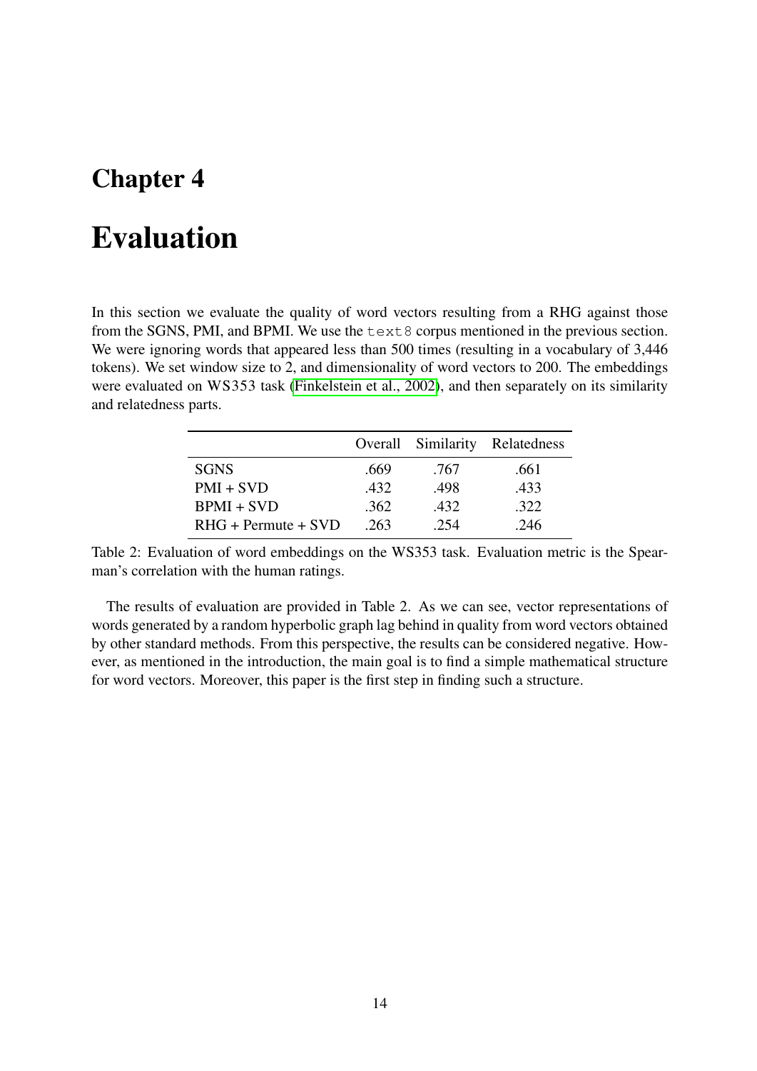# Chapter 4

# Evaluation

In this section we evaluate the quality of word vectors resulting from a RHG against those from the SGNS, PMI, and BPMI. We use the `text8` corpus mentioned in the previous section. We were ignoring words that appeared less than 500 times (resulting in a vocabulary of 3,446 tokens). We set window size to 2, and dimensionality of word vectors to 200. The embeddings were evaluated on WS353 task (Finkelstein et al., 2002), and then separately on its similarity and relatedness parts.

| | Overall | Similarity | Relatedness |
|---|---|---|---|
| SGNS | .669 | .767 | .661 |
| PMI + SVD | .432 | .498 | .433 |
| BPMI + SVD | .362 | .432 | .322 |
| RHG + Permute + SVD | .263 | .254 | .246 |

Table 2: Evaluation of word embeddings on the WS353 task. Evaluation metric is the Spearman's correlation with the human ratings.

The results of evaluation are provided in Table 2. As we can see, vector representations of words generated by a random hyperbolic graph lag behind in quality from word vectors obtained by other standard methods. From this perspective, the results can be considered negative. However, as mentioned in the introduction, the main goal is to find a simple mathematical structure for word vectors. Moreover, this paper is the first step in finding such a structure.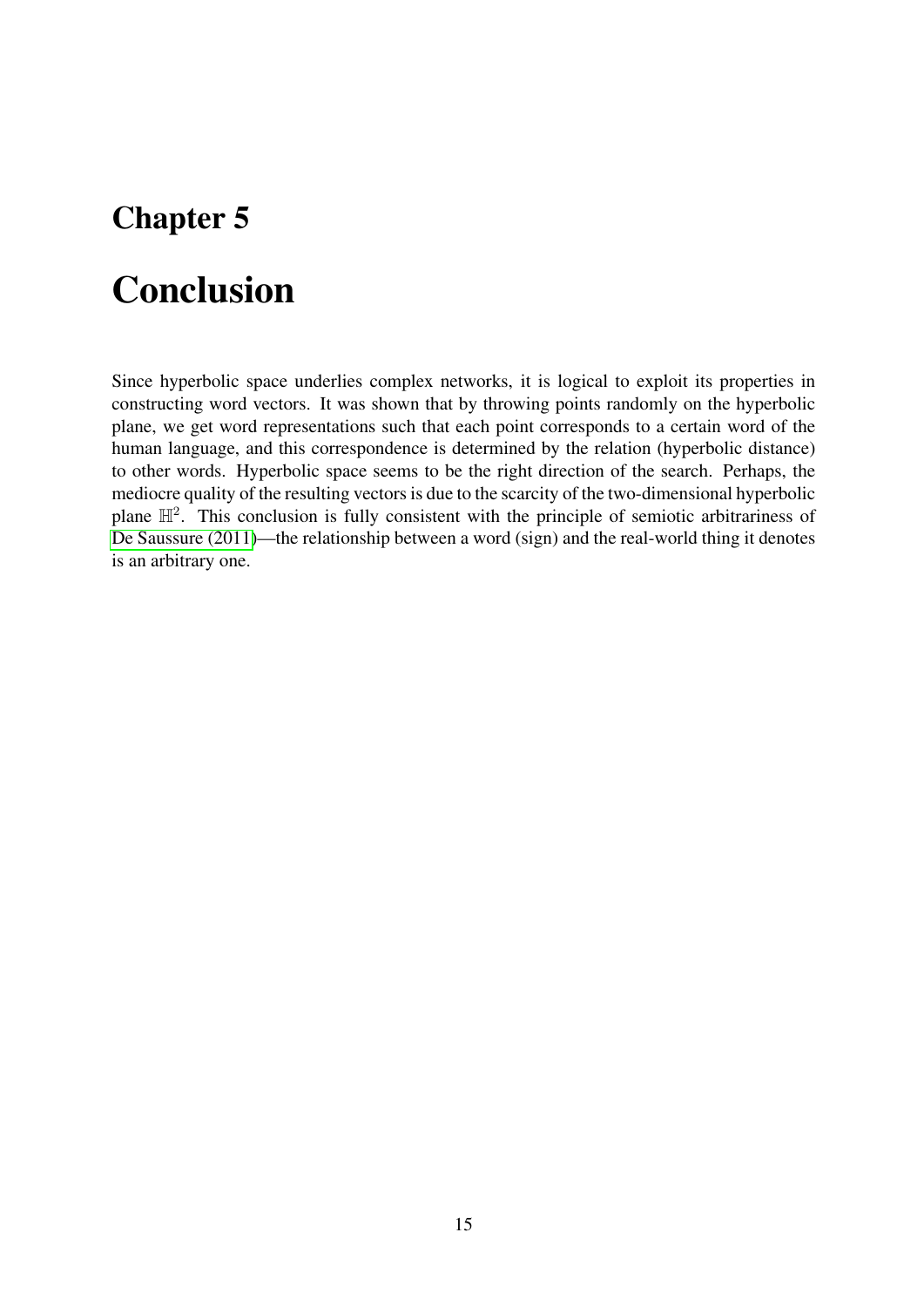# Chapter 5

# Conclusion

Since hyperbolic space underlies complex networks, it is logical to exploit its properties in constructing word vectors. It was shown that by throwing points randomly on the hyperbolic plane, we get word representations such that each point corresponds to a certain word of the human language, and this correspondence is determined by the relation (hyperbolic distance) to other words. Hyperbolic space seems to be the right direction of the search. Perhaps, the mediocre quality of the resulting vectors is due to the scarcity of the two-dimensional hyperbolic plane $\mathbb{H}^2$. This conclusion is fully consistent with the principle of semiotic arbitrariness of De Saussure (2011)—the relationship between a word (sign) and the real-world thing it denotes is an arbitrary one.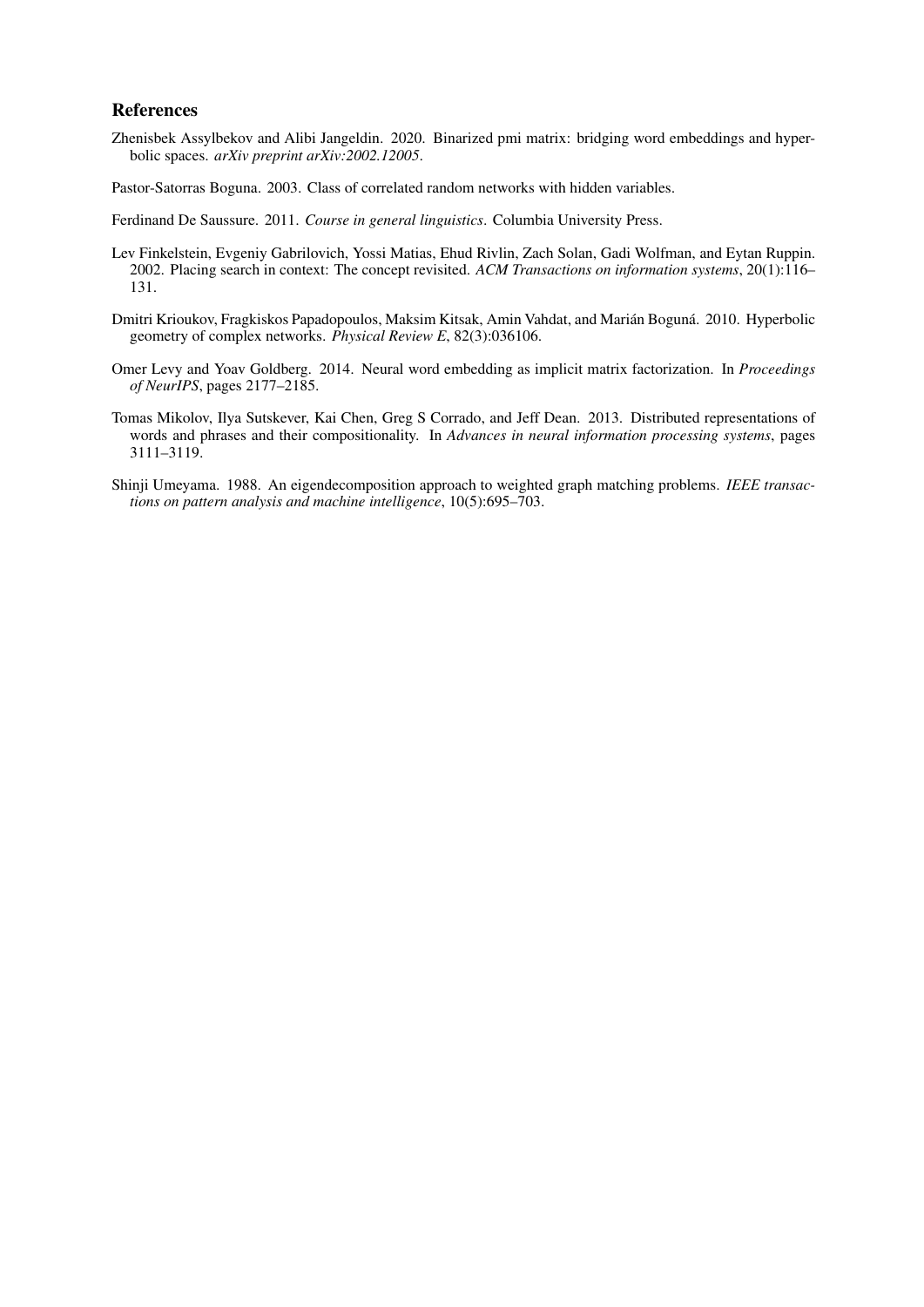## References

Zhenisbek Assylbekov and Alibi Jangeldin. 2020. Binarized pmi matrix: bridging word embeddings and hyperbolic spaces. *arXiv preprint arXiv:2002.12005*.

Pastor-Satorras Boguna. 2003. Class of correlated random networks with hidden variables.

Ferdinand De Saussure. 2011. *Course in general linguistics*. Columbia University Press.

Lev Finkelstein, Evgeniy Gabrilovich, Yossi Matias, Ehud Rivlin, Zach Solan, Gadi Wolfman, and Eytan Ruppin. 2002. Placing search in context: The concept revisited. *ACM Transactions on information systems*, 20(1):116–131.

Dmitri Krioukov, Fragkiskos Papadopoulos, Maksim Kitsak, Amin Vahdat, and Marián Boguná. 2010. Hyperbolic geometry of complex networks. *Physical Review E*, 82(3):036106.

Omer Levy and Yoav Goldberg. 2014. Neural word embedding as implicit matrix factorization. In *Proceedings of NeurIPS*, pages 2177–2185.

Tomas Mikolov, Ilya Sutskever, Kai Chen, Greg S Corrado, and Jeff Dean. 2013. Distributed representations of words and phrases and their compositionality. In *Advances in neural information processing systems*, pages 3111–3119.

Shinji Umeyama. 1988. An eigendecomposition approach to weighted graph matching problems. *IEEE transactions on pattern analysis and machine intelligence*, 10(5):695–703.